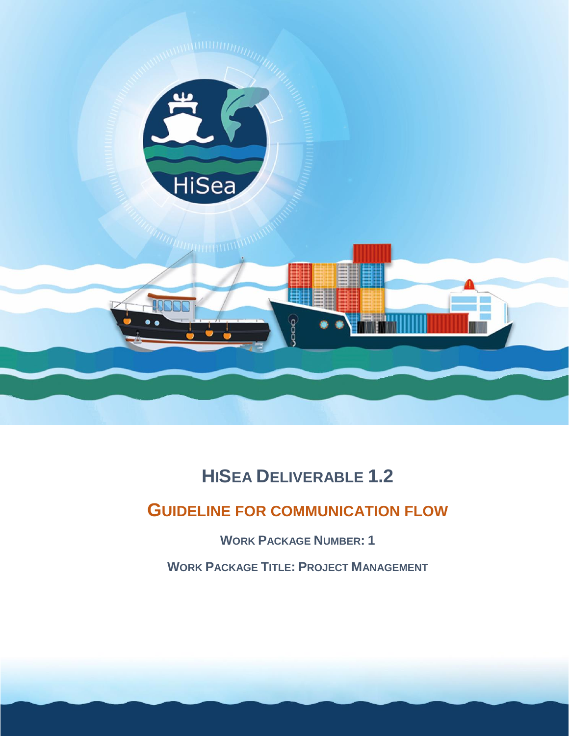# HiSea Deliverable 1.2

## Guideline for communication flow

**Work Package Number: 1**

**Work Package Title: Project Management**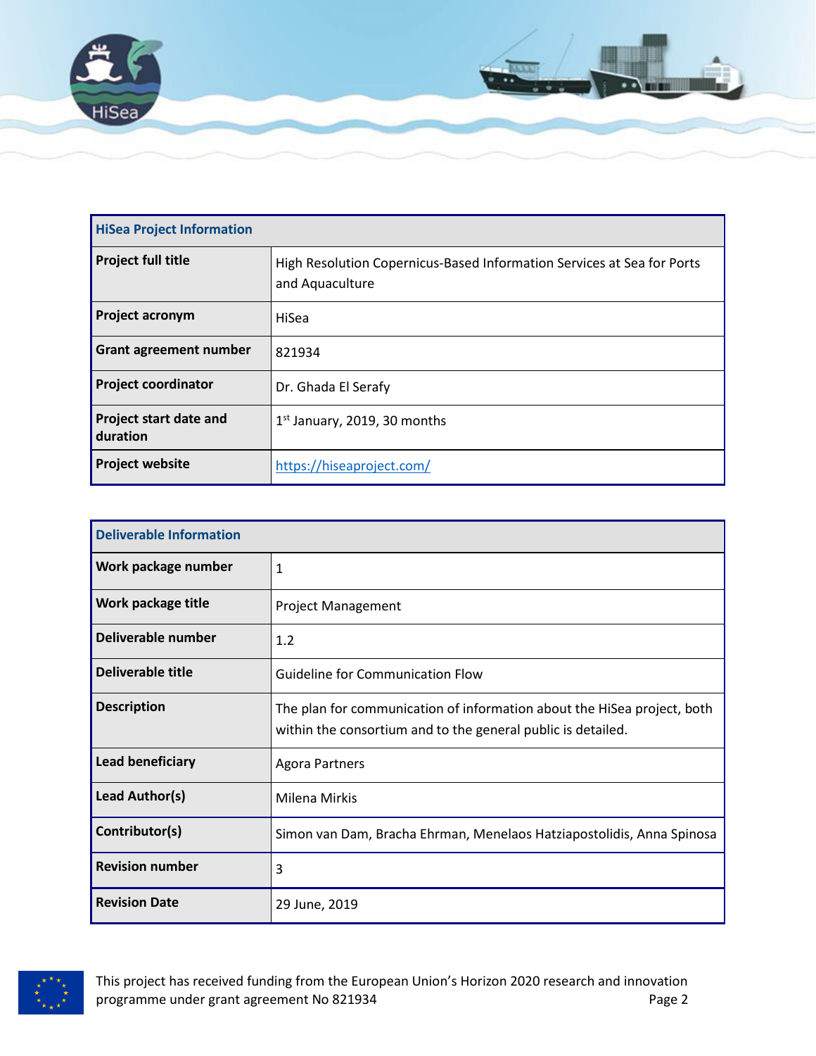| HiSea Project Information | |
|---|---|
| **Project full title** | High Resolution Copernicus-Based Information Services at Sea for Ports and Aquaculture |
| **Project acronym** | HiSea |
| **Grant agreement number** | 821934 |
| **Project coordinator** | Dr. Ghada El Serafy |
| **Project start date and duration** | 1st January, 2019, 30 months |
| **Project website** | https://hiseaproject.com/ |

| Deliverable Information | |
|---|---|
| **Work package number** | 1 |
| **Work package title** | Project Management |
| **Deliverable number** | 1.2 |
| **Deliverable title** | Guideline for Communication Flow |
| **Description** | The plan for communication of information about the HiSea project, both within the consortium and to the general public is detailed. |
| **Lead beneficiary** | Agora Partners |
| **Lead Author(s)** | Milena Mirkis |
| **Contributor(s)** | Simon van Dam, Bracha Ehrman, Menelaos Hatziapostolidis, Anna Spinosa |
| **Revision number** | 3 |
| **Revision Date** | 29 June, 2019 |

This project has received funding from the European Union's Horizon 2020 research and innovation programme under grant agreement No 821934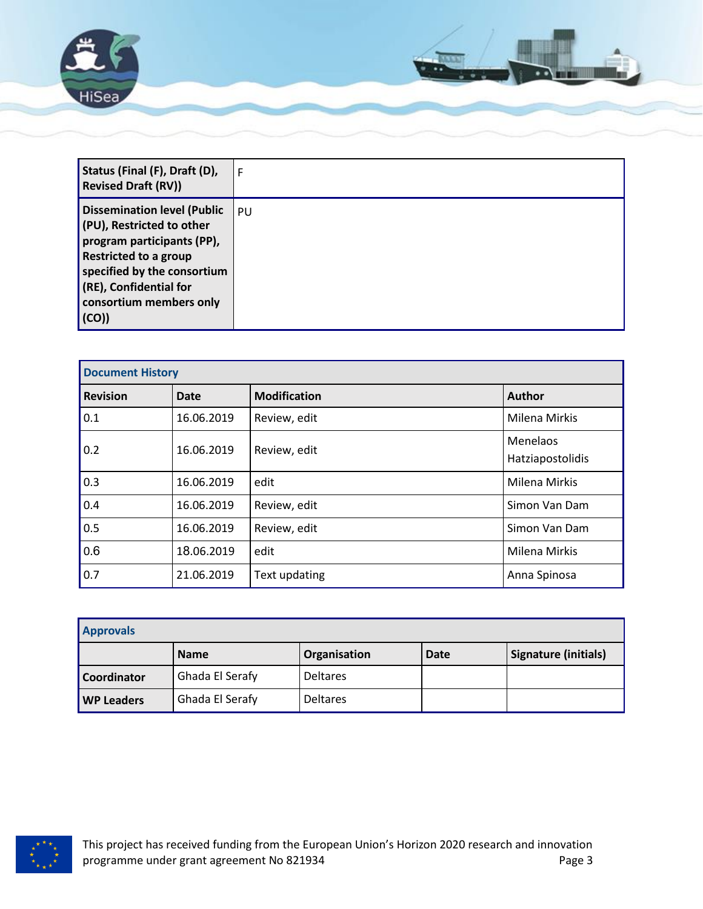| Status (Final (F), Draft (D), Revised Draft (RV)) | F |
|---|---|
| **Dissemination level (Public (PU), Restricted to other program participants (PP), Restricted to a group specified by the consortium (RE), Confidential for consortium members only (CO))** | PU |

| Document History | | | |
|---|---|---|---|
| **Revision** | **Date** | **Modification** | **Author** |
| 0.1 | 16.06.2019 | Review, edit | Milena Mirkis |
| 0.2 | 16.06.2019 | Review, edit | Menelaos Hatziapostolidis |
| 0.3 | 16.06.2019 | edit | Milena Mirkis |
| 0.4 | 16.06.2019 | Review, edit | Simon Van Dam |
| 0.5 | 16.06.2019 | Review, edit | Simon Van Dam |
| 0.6 | 18.06.2019 | edit | Milena Mirkis |
| 0.7 | 21.06.2019 | Text updating | Anna Spinosa |

| Approvals | | | | |
|---|---|---|---|---|
| | **Name** | **Organisation** | **Date** | **Signature (initials)** |
| **Coordinator** | Ghada El Serafy | Deltares | | |
| **WP Leaders** | Ghada El Serafy | Deltares | | |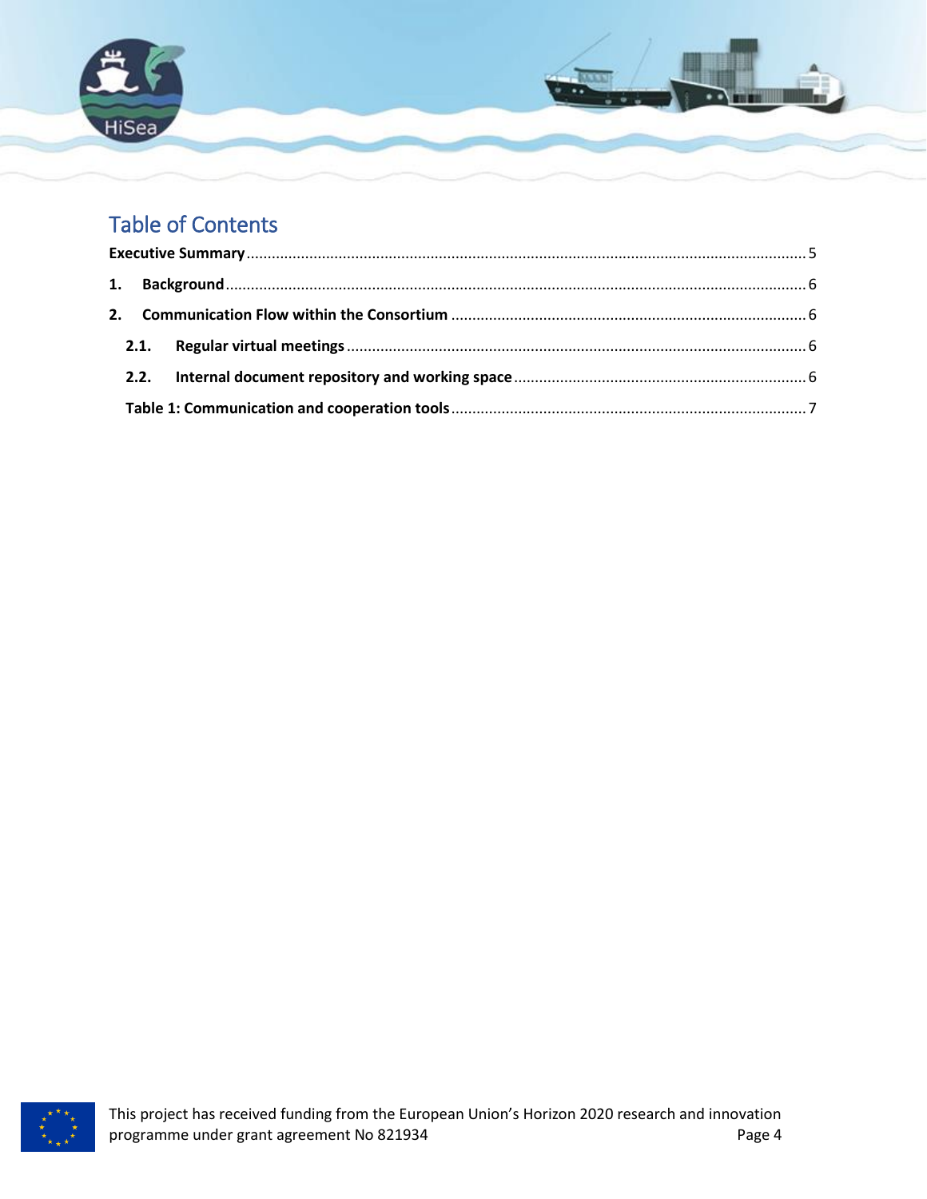# Table of Contents

**Executive Summary** ........................................................................................................ 5

**1. Background** ................................................................................................................ 6

**2. Communication Flow within the Consortium** ......................................................... 6

**2.1. Regular virtual meetings** ........................................................................................ 6

**2.2. Internal document repository and working space** ................................................ 6

**Table 1: Communication and cooperation tools** ........................................................ 7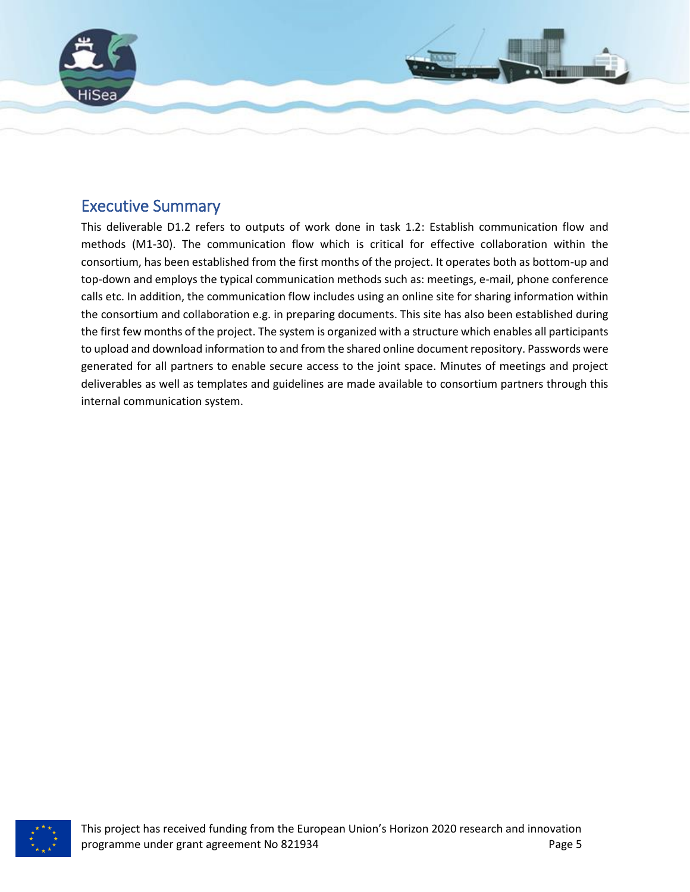## Executive Summary

This deliverable D1.2 refers to outputs of work done in task 1.2: Establish communication flow and methods (M1-30). The communication flow which is critical for effective collaboration within the consortium, has been established from the first months of the project. It operates both as bottom-up and top-down and employs the typical communication methods such as: meetings, e-mail, phone conference calls etc. In addition, the communication flow includes using an online site for sharing information within the consortium and collaboration e.g. in preparing documents. This site has also been established during the first few months of the project. The system is organized with a structure which enables all participants to upload and download information to and from the shared online document repository. Passwords were generated for all partners to enable secure access to the joint space. Minutes of meetings and project deliverables as well as templates and guidelines are made available to consortium partners through this internal communication system.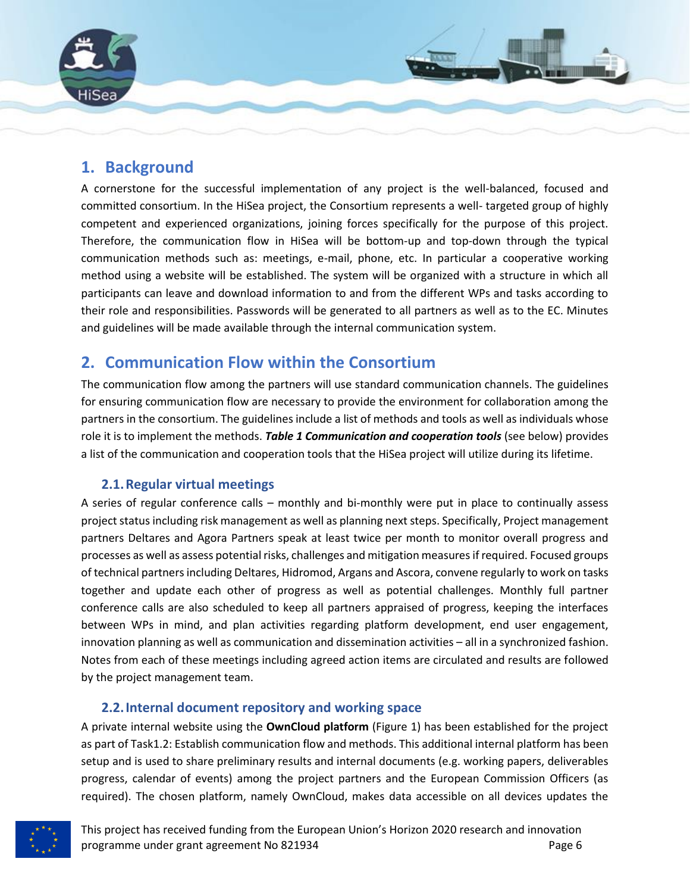# 1. Background

A cornerstone for the successful implementation of any project is the well-balanced, focused and committed consortium. In the HiSea project, the Consortium represents a well- targeted group of highly competent and experienced organizations, joining forces specifically for the purpose of this project. Therefore, the communication flow in HiSea will be bottom-up and top-down through the typical communication methods such as: meetings, e-mail, phone, etc. In particular a cooperative working method using a website will be established. The system will be organized with a structure in which all participants can leave and download information to and from the different WPs and tasks according to their role and responsibilities. Passwords will be generated to all partners as well as to the EC. Minutes and guidelines will be made available through the internal communication system.

# 2. Communication Flow within the Consortium

The communication flow among the partners will use standard communication channels. The guidelines for ensuring communication flow are necessary to provide the environment for collaboration among the partners in the consortium. The guidelines include a list of methods and tools as well as individuals whose role it is to implement the methods. ***Table 1 Communication and cooperation tools*** (see below) provides a list of the communication and cooperation tools that the HiSea project will utilize during its lifetime.

## 2.1. Regular virtual meetings

A series of regular conference calls – monthly and bi-monthly were put in place to continually assess project status including risk management as well as planning next steps. Specifically, Project management partners Deltares and Agora Partners speak at least twice per month to monitor overall progress and processes as well as assess potential risks, challenges and mitigation measures if required. Focused groups of technical partners including Deltares, Hidromod, Argans and Ascora, convene regularly to work on tasks together and update each other of progress as well as potential challenges. Monthly full partner conference calls are also scheduled to keep all partners appraised of progress, keeping the interfaces between WPs in mind, and plan activities regarding platform development, end user engagement, innovation planning as well as communication and dissemination activities – all in a synchronized fashion. Notes from each of these meetings including agreed action items are circulated and results are followed by the project management team.

## 2.2. Internal document repository and working space

A private internal website using the **OwnCloud platform** (Figure 1) has been established for the project as part of Task1.2: Establish communication flow and methods. This additional internal platform has been setup and is used to share preliminary results and internal documents (e.g. working papers, deliverables progress, calendar of events) among the project partners and the European Commission Officers (as required). The chosen platform, namely OwnCloud, makes data accessible on all devices updates the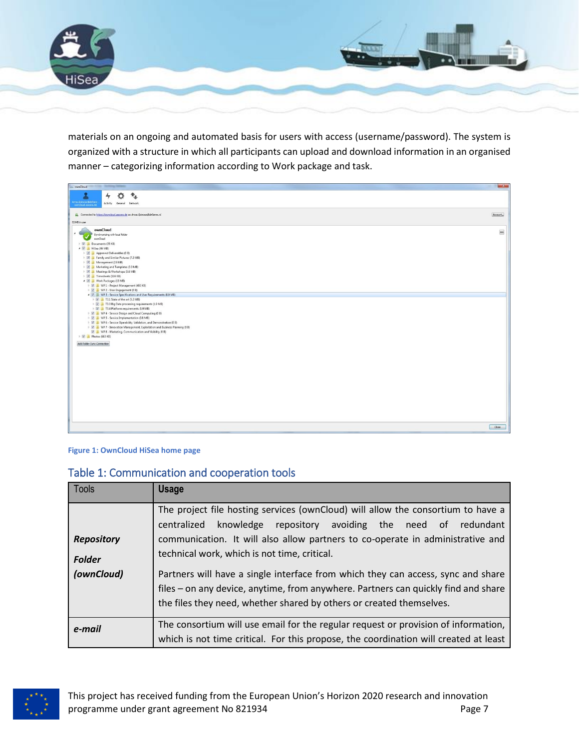materials on an ongoing and automated basis for users with access (username/password). The system is organized with a structure in which all participants can upload and download information in an organised manner – categorizing information according to Work package and task.

Figure 1: OwnCloud HiSea home page

## Table 1: Communication and cooperation tools

| Tools | **Usage** |
|---|---|
| ***Repository Folder (ownCloud)*** | The project file hosting services (ownCloud) will allow the consortium to have a centralized knowledge repository avoiding the need of redundant communication. It will also allow partners to co-operate in administrative and technical work, which is not time, critical.<br><br>Partners will have a single interface from which they can access, sync and share files – on any device, anytime, from anywhere. Partners can quickly find and share the files they need, whether shared by others or created themselves. |
| ***e-mail*** | The consortium will use email for the regular request or provision of information, which is not time critical. For this propose, the coordination will created at least |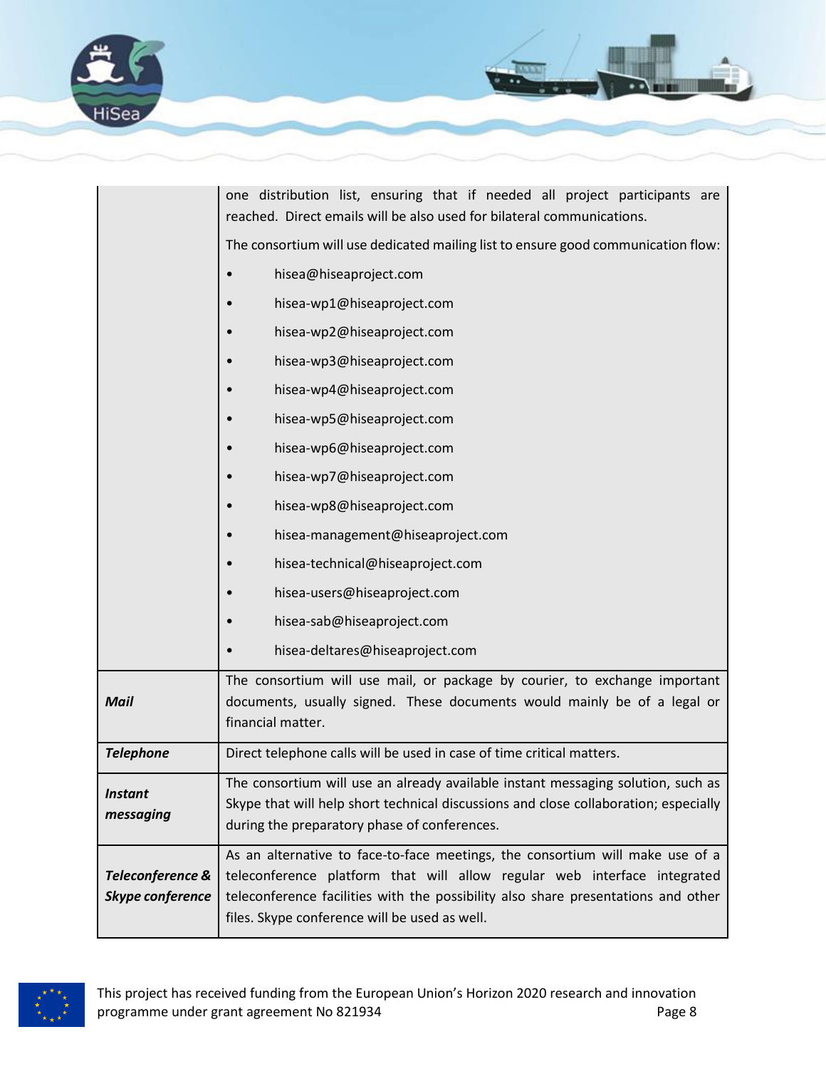| | |
|---|---|
| | one distribution list, ensuring that if needed all project participants are reached. Direct emails will be also used for bilateral communications.<br>The consortium will use dedicated mailing list to ensure good communication flow:<br>• hisea@hiseaproject.com<br>• hisea-wp1@hiseaproject.com<br>• hisea-wp2@hiseaproject.com<br>• hisea-wp3@hiseaproject.com<br>• hisea-wp4@hiseaproject.com<br>• hisea-wp5@hiseaproject.com<br>• hisea-wp6@hiseaproject.com<br>• hisea-wp7@hiseaproject.com<br>• hisea-wp8@hiseaproject.com<br>• hisea-management@hiseaproject.com<br>• hisea-technical@hiseaproject.com<br>• hisea-users@hiseaproject.com<br>• hisea-sab@hiseaproject.com<br>• hisea-deltares@hiseaproject.com |
| ***Mail*** | The consortium will use mail, or package by courier, to exchange important documents, usually signed. These documents would mainly be of a legal or financial matter. |
| ***Telephone*** | Direct telephone calls will be used in case of time critical matters. |
| ***Instant messaging*** | The consortium will use an already available instant messaging solution, such as Skype that will help short technical discussions and close collaboration; especially during the preparatory phase of conferences. |
| ***Teleconference & Skype conference*** | As an alternative to face-to-face meetings, the consortium will make use of a teleconference platform that will allow regular web interface integrated teleconference facilities with the possibility also share presentations and other files. Skype conference will be used as well. |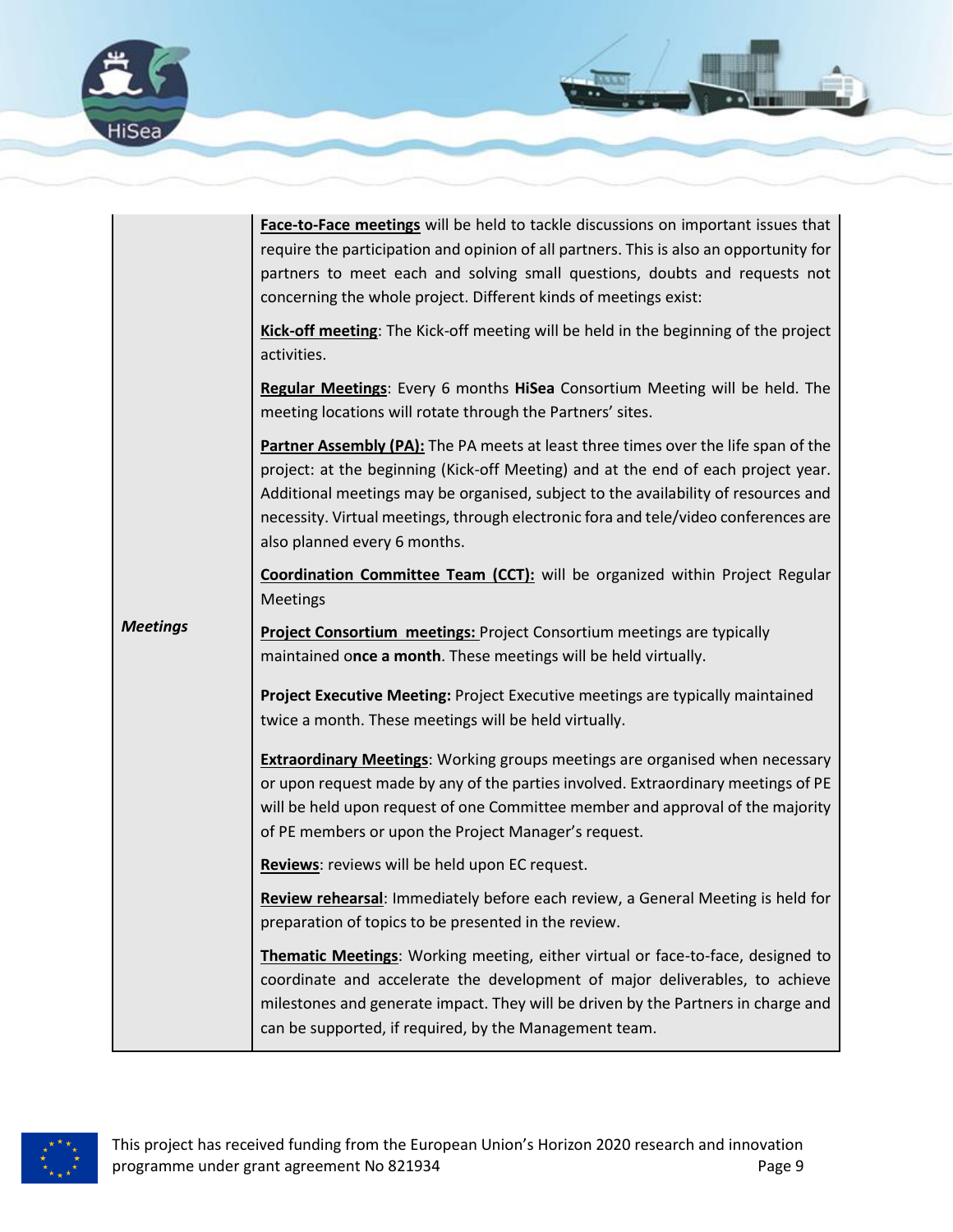| | |
|---|---|
| *Meetings* | **Face-to-Face meetings** will be held to tackle discussions on important issues that require the participation and opinion of all partners. This is also an opportunity for partners to meet each and solving small questions, doubts and requests not concerning the whole project. Different kinds of meetings exist:<br><br>**Kick-off meeting**: The Kick-off meeting will be held in the beginning of the project activities.<br><br>**Regular Meetings**: Every 6 months **HiSea** Consortium Meeting will be held. The meeting locations will rotate through the Partners' sites.<br><br>**Partner Assembly (PA):** The PA meets at least three times over the life span of the project: at the beginning (Kick-off Meeting) and at the end of each project year. Additional meetings may be organised, subject to the availability of resources and necessity. Virtual meetings, through electronic fora and tele/video conferences are also planned every 6 months.<br><br>**Coordination Committee Team (CCT):** will be organized within Project Regular Meetings<br><br>**Project Consortium meetings:** Project Consortium meetings are typically maintained o**nce a month**. These meetings will be held virtually.<br><br>**Project Executive Meeting:** Project Executive meetings are typically maintained twice a month. These meetings will be held virtually.<br><br>**Extraordinary Meetings**: Working groups meetings are organised when necessary or upon request made by any of the parties involved. Extraordinary meetings of PE will be held upon request of one Committee member and approval of the majority of PE members or upon the Project Manager's request.<br><br>**Reviews**: reviews will be held upon EC request.<br><br>**Review rehearsal**: Immediately before each review, a General Meeting is held for preparation of topics to be presented in the review.<br><br>**Thematic Meetings**: Working meeting, either virtual or face-to-face, designed to coordinate and accelerate the development of major deliverables, to achieve milestones and generate impact. They will be driven by the Partners in charge and can be supported, if required, by the Management team. |